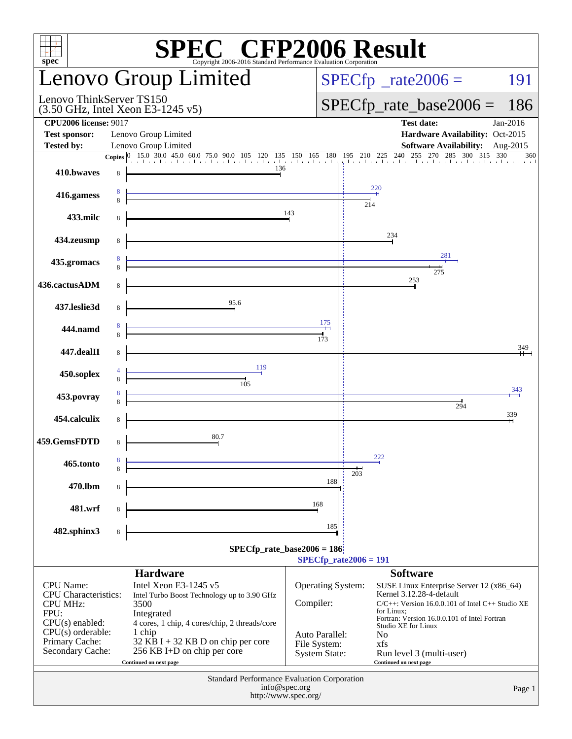# SPEC CFP2006 Result

Copyright 2006-2016 Standard Performance Evaluation Corporation

## Lenovo Group Limited

Lenovo ThinkServer TS150
(3.50 GHz, Intel Xeon E3-1245 v5)

SPECfp_rate2006 = 191

SPECfp_rate_base2006 = 186

| | | | |
|---|---|---|---|
| **CPU2006 license:** 9017 | | **Test date:** | Jan-2016 |
| **Test sponsor:** | Lenovo Group Limited | **Hardware Availability:** | Oct-2015 |
| **Tested by:** | Lenovo Group Limited | **Software Availability:** | Aug-2015 |

| Benchmark | Copies (peak) | Copies (base) | Peak | Base |
|---|---|---|---|---|
| 410.bwaves | | 8 | | 136 |
| 416.gamess | 8 | 8 | 220 | 214 |
| 433.milc | | 8 | | 143 |
| 434.zeusmp | | 8 | | 234 |
| 435.gromacs | 8 | 8 | 281 | 275 |
| 436.cactusADM | | 8 | | 253 |
| 437.leslie3d | | 8 | | 95.6 |
| 444.namd | 8 | 8 | 175 | 173 |
| 447.dealII | | 8 | | 349 |
| 450.soplex | 4 | 8 | 119 | 105 |
| 453.povray | 8 | 8 | 343 | 294 |
| 454.calculix | | 8 | | 339 |
| 459.GemsFDTD | | 8 | | 80.7 |
| 465.tonto | 8 | 8 | 222 | 203 |
| 470.lbm | | 8 | | 188 |
| 481.wrf | | 8 | | 168 |
| 482.sphinx3 | | 8 | | 185 |

SPECfp_rate_base2006 = 186

SPECfp_rate2006 = 191

### Hardware

| | |
|---|---|
| CPU Name: | Intel Xeon E3-1245 v5 |
| CPU Characteristics: | Intel Turbo Boost Technology up to 3.90 GHz |
| CPU MHz: | 3500 |
| FPU: | Integrated |
| CPU(s) enabled: | 4 cores, 1 chip, 4 cores/chip, 2 threads/core |
| CPU(s) orderable: | 1 chip |
| Primary Cache: | 32 KB I + 32 KB D on chip per core |
| Secondary Cache: | 256 KB I+D on chip per core |

Continued on next page

### Software

| | |
|---|---|
| Operating System: | SUSE Linux Enterprise Server 12 (x86_64) Kernel 3.12.28-4-default |
| Compiler: | C/C++: Version 16.0.0.101 of Intel C++ Studio XE for Linux; Fortran: Version 16.0.0.101 of Intel Fortran Studio XE for Linux |
| Auto Parallel: | No |
| File System: | xfs |
| System State: | Run level 3 (multi-user) |

Continued on next page

Standard Performance Evaluation Corporation
info@spec.org
http://www.spec.org/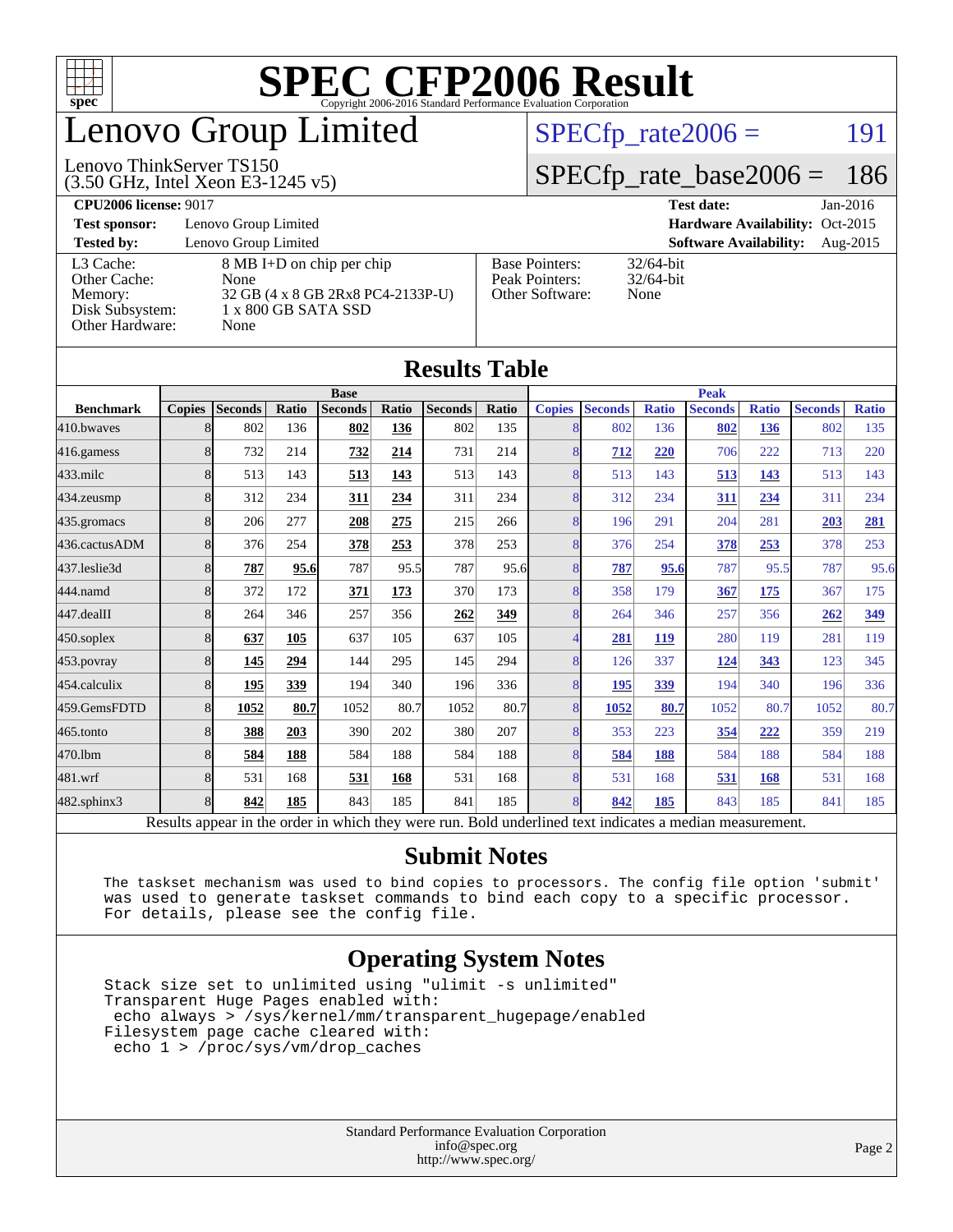# SPEC CFP2006 Result

Copyright 2006-2016 Standard Performance Evaluation Corporation

# Lenovo Group Limited

Lenovo ThinkServer TS150
(3.50 GHz, Intel Xeon E3-1245 v5)

SPECfp_rate2006 = 191

SPECfp_rate_base2006 = 186

**CPU2006 license:** 9017
**Test sponsor:** Lenovo Group Limited
**Tested by:** Lenovo Group Limited

**Test date:** Jan-2016
**Hardware Availability:** Oct-2015
**Software Availability:** Aug-2015

| | |
|---|---|
| L3 Cache: | 8 MB I+D on chip per chip |
| Other Cache: | None |
| Memory: | 32 GB (4 x 8 GB 2Rx8 PC4-2133P-U) |
| Disk Subsystem: | 1 x 800 GB SATA SSD |
| Other Hardware: | None |

| | |
|---|---|
| Base Pointers: | 32/64-bit |
| Peak Pointers: | 32/64-bit |
| Other Software: | None |

## Results Table

| | Base | | | | | | | Peak | | | | | | |
|---|---|---|---|---|---|---|---|---|---|---|---|---|---|---|
| Benchmark | Copies | Seconds | Ratio | Seconds | Ratio | Seconds | Ratio | Copies | Seconds | Ratio | Seconds | Ratio | Seconds | Ratio |
| 410.bwaves | 8 | 802 | 136 | **802** | **136** | 802 | 135 | 8 | 802 | 136 | **802** | **136** | 802 | 135 |
| 416.gamess | 8 | 732 | 214 | **732** | **214** | 731 | 214 | 8 | **712** | **220** | 706 | 222 | 713 | 220 |
| 433.milc | 8 | 513 | 143 | **513** | **143** | 513 | 143 | 8 | 513 | 143 | **513** | **143** | 513 | 143 |
| 434.zeusmp | 8 | 312 | 234 | **311** | **234** | 311 | 234 | 8 | 312 | 234 | **311** | **234** | 311 | 234 |
| 435.gromacs | 8 | 206 | 277 | **208** | **275** | 215 | 266 | 8 | 196 | 291 | 204 | 281 | **203** | **281** |
| 436.cactusADM | 8 | 376 | 254 | **378** | **253** | 378 | 253 | 8 | 376 | 254 | **378** | **253** | 378 | 253 |
| 437.leslie3d | 8 | **787** | **95.6** | 787 | 95.5 | 787 | 95.6 | 8 | **787** | **95.6** | 787 | 95.5 | 787 | 95.6 |
| 444.namd | 8 | 372 | 172 | **371** | **173** | 370 | 173 | 8 | 358 | 179 | **367** | **175** | 367 | 175 |
| 447.dealII | 8 | 264 | 346 | 257 | 356 | **262** | **349** | 8 | 264 | 346 | 257 | 356 | **262** | **349** |
| 450.soplex | 8 | **637** | **105** | 637 | 105 | 637 | 105 | 4 | **281** | **119** | 280 | 119 | 281 | 119 |
| 453.povray | 8 | **145** | **294** | 144 | 295 | 145 | 294 | 8 | 126 | 337 | **124** | **343** | 123 | 345 |
| 454.calculix | 8 | **195** | **339** | 194 | 340 | 196 | 336 | 8 | **195** | **339** | 194 | 340 | 196 | 336 |
| 459.GemsFDTD | 8 | **1052** | **80.7** | 1052 | 80.7 | 1052 | 80.7 | 8 | **1052** | **80.7** | 1052 | 80.7 | 1052 | 80.7 |
| 465.tonto | 8 | **388** | **203** | 390 | 202 | 380 | 207 | 8 | 353 | 223 | **354** | **222** | 359 | 219 |
| 470.lbm | 8 | **584** | **188** | 584 | 188 | 584 | 188 | 8 | **584** | **188** | 584 | 188 | 584 | 188 |
| 481.wrf | 8 | 531 | 168 | **531** | **168** | 531 | 168 | 8 | 531 | 168 | **531** | **168** | 531 | 168 |
| 482.sphinx3 | 8 | **842** | **185** | 843 | 185 | 841 | 185 | 8 | **842** | **185** | 843 | 185 | 841 | 185 |

Results appear in the order in which they were run. Bold underlined text indicates a median measurement.

## Submit Notes

```
The taskset mechanism was used to bind copies to processors. The config file option 'submit'
was used to generate taskset commands to bind each copy to a specific processor.
For details, please see the config file.
```

## Operating System Notes

```
Stack size set to unlimited using "ulimit -s unlimited"
Transparent Huge Pages enabled with:
 echo always > /sys/kernel/mm/transparent_hugepage/enabled
Filesystem page cache cleared with:
 echo 1 > /proc/sys/vm/drop_caches
```

Standard Performance Evaluation Corporation
info@spec.org
http://www.spec.org/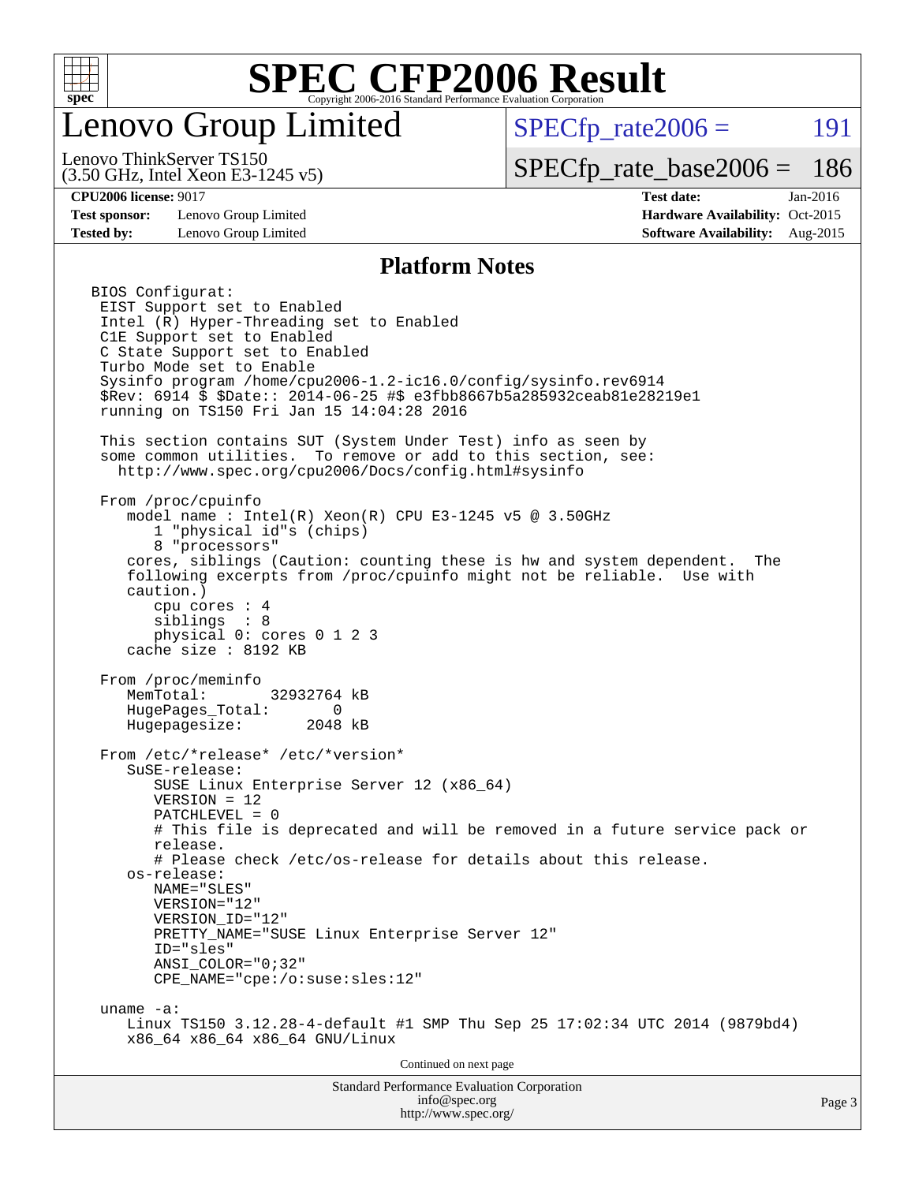# SPEC CFP2006 Result

Copyright 2006-2016 Standard Performance Evaluation Corporation

## Lenovo Group Limited

Lenovo ThinkServer TS150
(3.50 GHz, Intel Xeon E3-1245 v5)

SPECfp_rate2006 = 191

SPECfp_rate_base2006 = 186

**CPU2006 license:** 9017
**Test sponsor:** Lenovo Group Limited
**Tested by:** Lenovo Group Limited

**Test date:** Jan-2016
**Hardware Availability:** Oct-2015
**Software Availability:** Aug-2015

### Platform Notes

```
BIOS Configurat:
 EIST Support set to Enabled
 Intel (R) Hyper-Threading set to Enabled
 C1E Support set to Enabled
 C State Support set to Enabled
 Turbo Mode set to Enable
 Sysinfo program /home/cpu2006-1.2-ic16.0/config/sysinfo.rev6914
 $Rev: 6914 $ $Date:: 2014-06-25 #$ e3fbb8667b5a285932ceab81e28219e1
 running on TS150 Fri Jan 15 14:04:28 2016

 This section contains SUT (System Under Test) info as seen by
 some common utilities.  To remove or add to this section, see:
   http://www.spec.org/cpu2006/Docs/config.html#sysinfo

 From /proc/cpuinfo
    model name : Intel(R) Xeon(R) CPU E3-1245 v5 @ 3.50GHz
       1 "physical id"s (chips)
       8 "processors"
    cores, siblings (Caution: counting these is hw and system dependent.  The
    following excerpts from /proc/cpuinfo might not be reliable.  Use with
    caution.)
       cpu cores : 4
       siblings  : 8
       physical 0: cores 0 1 2 3
    cache size : 8192 KB

 From /proc/meminfo
    MemTotal:       32932764 kB
    HugePages_Total:       0
    Hugepagesize:       2048 kB

 From /etc/*release* /etc/*version*
    SuSE-release:
       SUSE Linux Enterprise Server 12 (x86_64)
       VERSION = 12
       PATCHLEVEL = 0
       # This file is deprecated and will be removed in a future service pack or
       release.
       # Please check /etc/os-release for details about this release.
    os-release:
       NAME="SLES"
       VERSION="12"
       VERSION_ID="12"
       PRETTY_NAME="SUSE Linux Enterprise Server 12"
       ID="sles"
       ANSI_COLOR="0;32"
       CPE_NAME="cpe:/o:suse:sles:12"

 uname -a:
    Linux TS150 3.12.28-4-default #1 SMP Thu Sep 25 17:02:34 UTC 2014 (9879bd4)
    x86_64 x86_64 x86_64 GNU/Linux
```

Continued on next page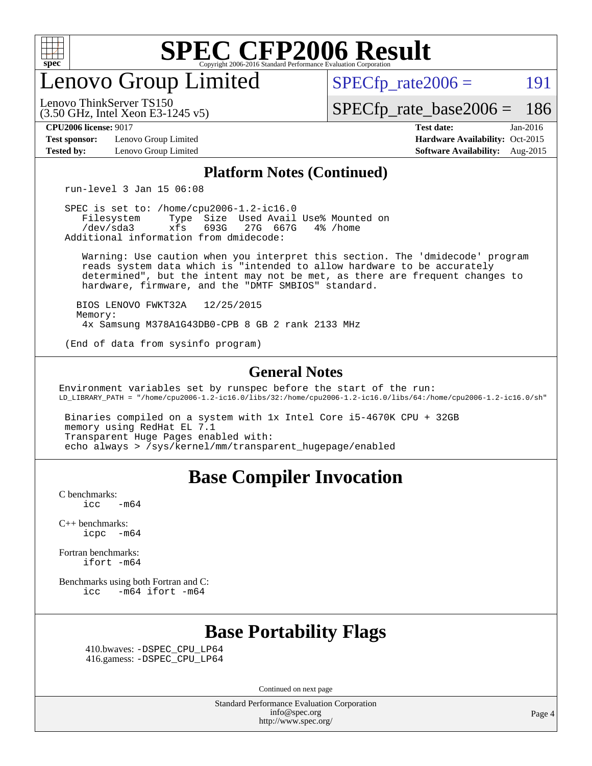# SPEC CFP2006 Result

Copyright 2006-2016 Standard Performance Evaluation Corporation

# Lenovo Group Limited

Lenovo ThinkServer TS150
(3.50 GHz, Intel Xeon E3-1245 v5)

SPECfp_rate2006 = 191

SPECfp_rate_base2006 = 186

**CPU2006 license:** 9017
**Test sponsor:** Lenovo Group Limited
**Tested by:** Lenovo Group Limited

**Test date:** Jan-2016
**Hardware Availability:** Oct-2015
**Software Availability:** Aug-2015

## Platform Notes (Continued)

```
run-level 3 Jan 15 06:08

SPEC is set to: /home/cpu2006-1.2-ic16.0
   Filesystem     Type  Size  Used Avail Use% Mounted on
   /dev/sda3      xfs   693G   27G  667G   4% /home
Additional information from dmidecode:

    Warning: Use caution when you interpret this section. The 'dmidecode' program
    reads system data which is "intended to allow hardware to be accurately
    determined", but the intent may not be met, as there are frequent changes to
    hardware, firmware, and the "DMTF SMBIOS" standard.

  BIOS LENOVO FWKT32A   12/25/2015
  Memory:
    4x Samsung M378A1G43DB0-CPB 8 GB 2 rank 2133 MHz

(End of data from sysinfo program)
```

## General Notes

```
Environment variables set by runspec before the start of the run:
LD_LIBRARY_PATH = "/home/cpu2006-1.2-ic16.0/libs/32:/home/cpu2006-1.2-ic16.0/libs/64:/home/cpu2006-1.2-ic16.0/sh"

 Binaries compiled on a system with 1x Intel Core i5-4670K CPU + 32GB
 memory using RedHat EL 7.1
 Transparent Huge Pages enabled with:
 echo always > /sys/kernel/mm/transparent_hugepage/enabled
```

## Base Compiler Invocation

C benchmarks:
```
icc   -m64
```

C++ benchmarks:
```
icpc  -m64
```

Fortran benchmarks:
```
ifort -m64
```

Benchmarks using both Fortran and C:
```
icc   -m64 ifort -m64
```

## Base Portability Flags

410.bwaves: -DSPEC_CPU_LP64
416.gamess: -DSPEC_CPU_LP64

Continued on next page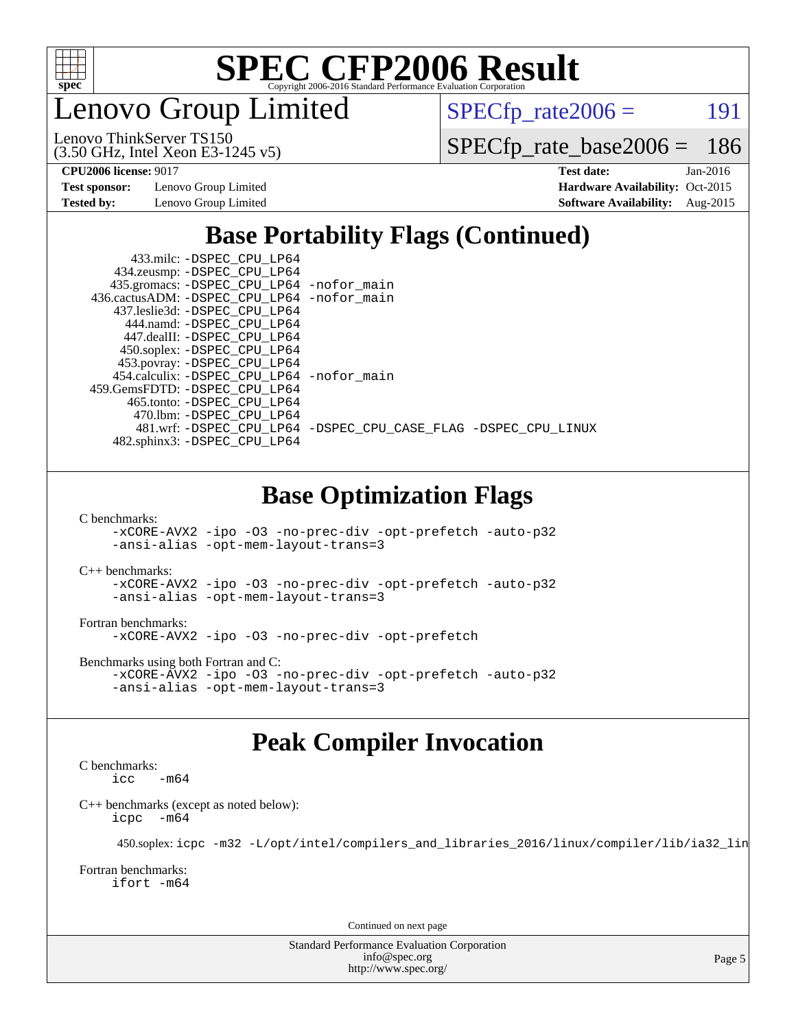# Lenovo Group Limited

Lenovo ThinkServer TS150
(3.50 GHz, Intel Xeon E3-1245 v5)

SPECfp_rate2006 = 191

SPECfp_rate_base2006 = 186

**CPU2006 license:** 9017
**Test sponsor:** Lenovo Group Limited
**Tested by:** Lenovo Group Limited

**Test date:** Jan-2016
**Hardware Availability:** Oct-2015
**Software Availability:** Aug-2015

## Base Portability Flags (Continued)

```
        433.milc: -DSPEC_CPU_LP64
      434.zeusmp: -DSPEC_CPU_LP64
     435.gromacs: -DSPEC_CPU_LP64 -nofor_main
   436.cactusADM: -DSPEC_CPU_LP64 -nofor_main
     437.leslie3d: -DSPEC_CPU_LP64
       444.namd: -DSPEC_CPU_LP64
      447.dealII: -DSPEC_CPU_LP64
      450.soplex: -DSPEC_CPU_LP64
      453.povray: -DSPEC_CPU_LP64
    454.calculix: -DSPEC_CPU_LP64 -nofor_main
  459.GemsFDTD: -DSPEC_CPU_LP64
       465.tonto: -DSPEC_CPU_LP64
         470.lbm: -DSPEC_CPU_LP64
         481.wrf: -DSPEC_CPU_LP64 -DSPEC_CPU_CASE_FLAG -DSPEC_CPU_LINUX
     482.sphinx3: -DSPEC_CPU_LP64
```

## Base Optimization Flags

C benchmarks:
```
-xCORE-AVX2 -ipo -O3 -no-prec-div -opt-prefetch -auto-p32
-ansi-alias -opt-mem-layout-trans=3
```

C++ benchmarks:
```
-xCORE-AVX2 -ipo -O3 -no-prec-div -opt-prefetch -auto-p32
-ansi-alias -opt-mem-layout-trans=3
```

Fortran benchmarks:
```
-xCORE-AVX2 -ipo -O3 -no-prec-div -opt-prefetch
```

Benchmarks using both Fortran and C:
```
-xCORE-AVX2 -ipo -O3 -no-prec-div -opt-prefetch -auto-p32
-ansi-alias -opt-mem-layout-trans=3
```

## Peak Compiler Invocation

C benchmarks:
```
icc   -m64
```

C++ benchmarks (except as noted below):
```
icpc  -m64
```

450.soplex: `icpc -m32 -L/opt/intel/compilers_and_libraries_2016/linux/compiler/lib/ia32_lin`

Fortran benchmarks:
```
ifort -m64
```

Continued on next page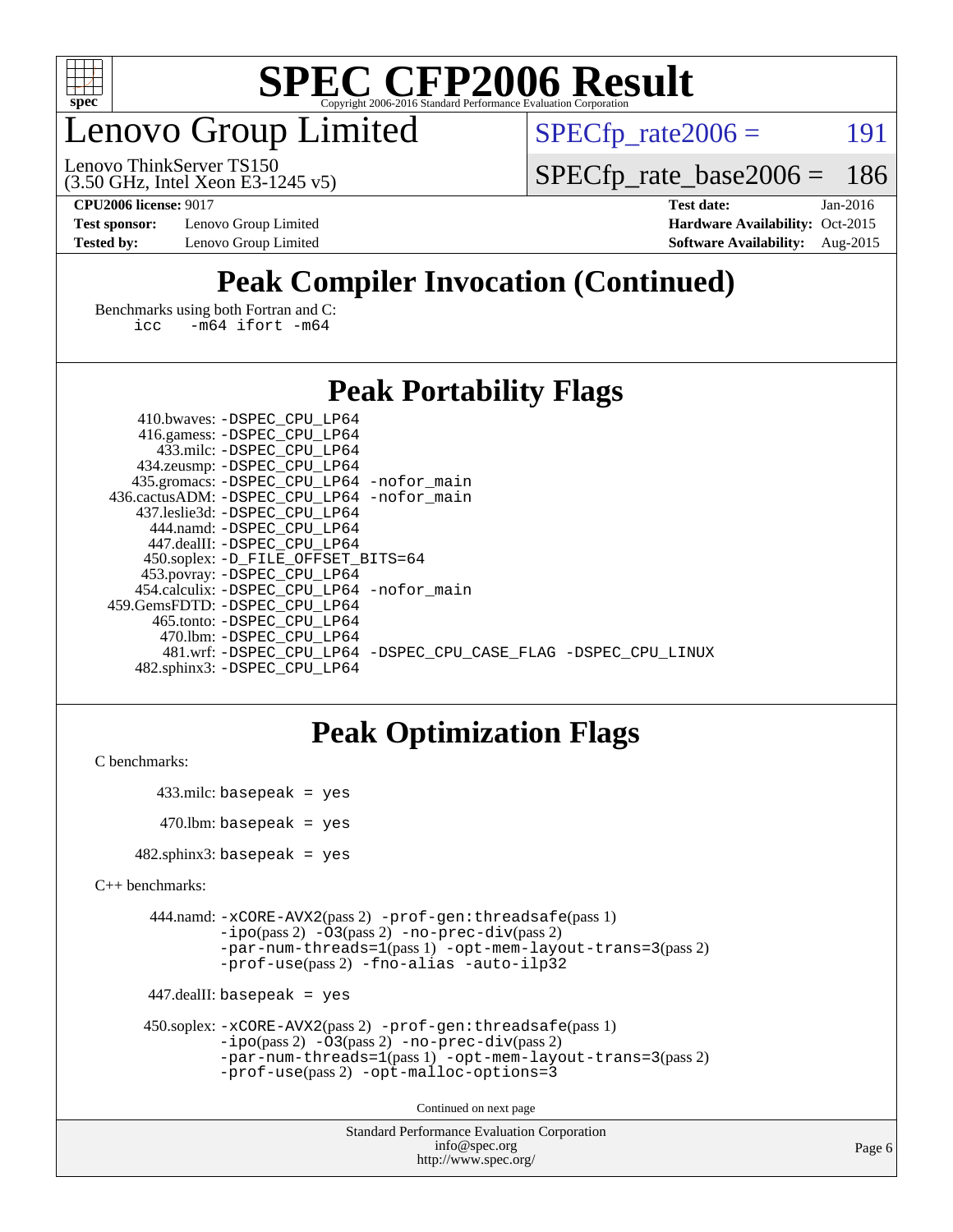# SPEC CFP2006 Result

Copyright 2006-2016 Standard Performance Evaluation Corporation

## Lenovo Group Limited

Lenovo ThinkServer TS150
(3.50 GHz, Intel Xeon E3-1245 v5)

SPECfp_rate2006 = 191

SPECfp_rate_base2006 = 186

**CPU2006 license:** 9017
**Test sponsor:** Lenovo Group Limited
**Tested by:** Lenovo Group Limited

**Test date:** Jan-2016
**Hardware Availability:** Oct-2015
**Software Availability:** Aug-2015

## Peak Compiler Invocation (Continued)

Benchmarks using both Fortran and C:
```
icc   -m64 ifort -m64
```

## Peak Portability Flags

```
410.bwaves: -DSPEC_CPU_LP64
416.gamess: -DSPEC_CPU_LP64
433.milc: -DSPEC_CPU_LP64
434.zeusmp: -DSPEC_CPU_LP64
435.gromacs: -DSPEC_CPU_LP64 -nofor_main
436.cactusADM: -DSPEC_CPU_LP64 -nofor_main
437.leslie3d: -DSPEC_CPU_LP64
444.namd: -DSPEC_CPU_LP64
447.dealII: -DSPEC_CPU_LP64
450.soplex: -D_FILE_OFFSET_BITS=64
453.povray: -DSPEC_CPU_LP64
454.calculix: -DSPEC_CPU_LP64 -nofor_main
459.GemsFDTD: -DSPEC_CPU_LP64
465.tonto: -DSPEC_CPU_LP64
470.lbm: -DSPEC_CPU_LP64
481.wrf: -DSPEC_CPU_LP64 -DSPEC_CPU_CASE_FLAG -DSPEC_CPU_LINUX
482.sphinx3: -DSPEC_CPU_LP64
```

## Peak Optimization Flags

C benchmarks:

433.milc: `basepeak = yes`

470.lbm: `basepeak = yes`

482.sphinx3: `basepeak = yes`

C++ benchmarks:

444.namd: `-xCORE-AVX2`(pass 2) `-prof-gen:threadsafe`(pass 1) `-ipo`(pass 2) `-O3`(pass 2) `-no-prec-div`(pass 2) `-par-num-threads=1`(pass 1) `-opt-mem-layout-trans=3`(pass 2) `-prof-use`(pass 2) `-fno-alias` `-auto-ilp32`

447.dealII: `basepeak = yes`

450.soplex: `-xCORE-AVX2`(pass 2) `-prof-gen:threadsafe`(pass 1) `-ipo`(pass 2) `-O3`(pass 2) `-no-prec-div`(pass 2) `-par-num-threads=1`(pass 1) `-opt-mem-layout-trans=3`(pass 2) `-prof-use`(pass 2) `-opt-malloc-options=3`

Continued on next page

Standard Performance Evaluation Corporation
info@spec.org
http://www.spec.org/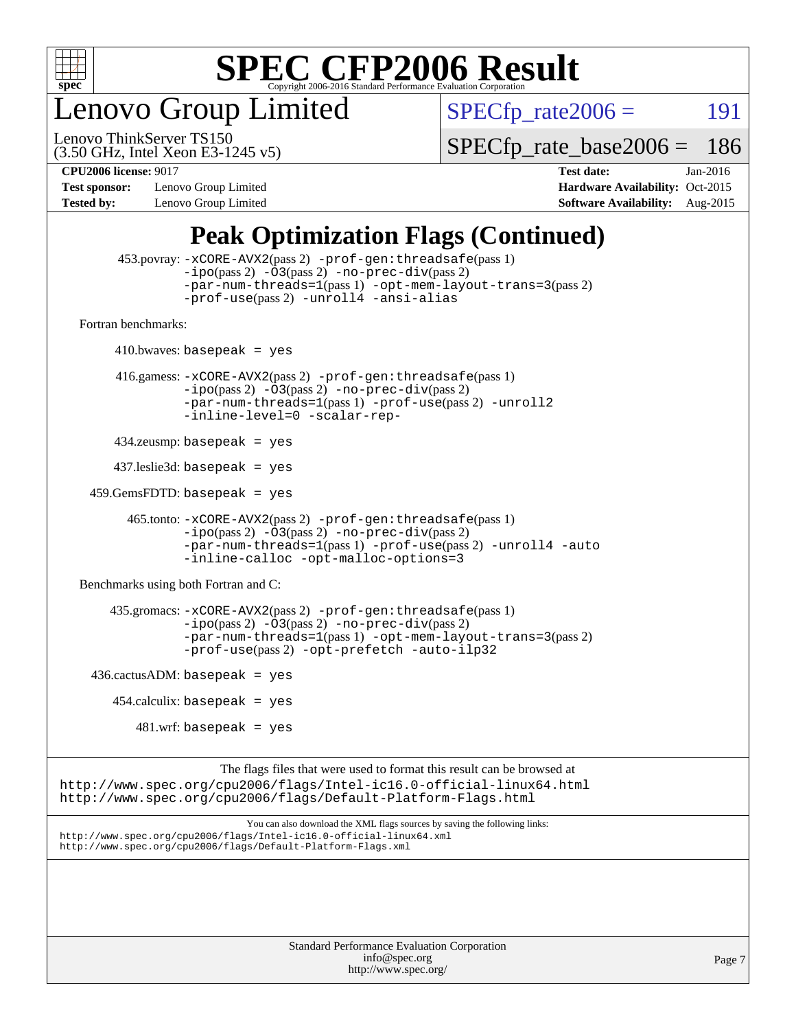# SPEC CFP2006 Result

Copyright 2006-2016 Standard Performance Evaluation Corporation

## Lenovo Group Limited

Lenovo ThinkServer TS150
(3.50 GHz, Intel Xeon E3-1245 v5)

SPECfp_rate2006 = 191

SPECfp_rate_base2006 = 186

**CPU2006 license:** 9017
**Test sponsor:** Lenovo Group Limited
**Tested by:** Lenovo Group Limited

**Test date:** Jan-2016
**Hardware Availability:** Oct-2015
**Software Availability:** Aug-2015

## Peak Optimization Flags (Continued)

453.povray: -xCORE-AVX2(pass 2) -prof-gen:threadsafe(pass 1) -ipo(pass 2) -O3(pass 2) -no-prec-div(pass 2) -par-num-threads=1(pass 1) -opt-mem-layout-trans=3(pass 2) -prof-use(pass 2) -unroll4 -ansi-alias

Fortran benchmarks:

410.bwaves: basepeak = yes

416.gamess: -xCORE-AVX2(pass 2) -prof-gen:threadsafe(pass 1) -ipo(pass 2) -O3(pass 2) -no-prec-div(pass 2) -par-num-threads=1(pass 1) -prof-use(pass 2) -unroll2 -inline-level=0 -scalar-rep-

434.zeusmp: basepeak = yes

437.leslie3d: basepeak = yes

459.GemsFDTD: basepeak = yes

465.tonto: -xCORE-AVX2(pass 2) -prof-gen:threadsafe(pass 1) -ipo(pass 2) -O3(pass 2) -no-prec-div(pass 2) -par-num-threads=1(pass 1) -prof-use(pass 2) -unroll4 -auto -inline-calloc -opt-malloc-options=3

Benchmarks using both Fortran and C:

435.gromacs: -xCORE-AVX2(pass 2) -prof-gen:threadsafe(pass 1) -ipo(pass 2) -O3(pass 2) -no-prec-div(pass 2) -par-num-threads=1(pass 1) -opt-mem-layout-trans=3(pass 2) -prof-use(pass 2) -opt-prefetch -auto-ilp32

436.cactusADM: basepeak = yes

454.calculix: basepeak = yes

481.wrf: basepeak = yes

The flags files that were used to format this result can be browsed at
http://www.spec.org/cpu2006/flags/Intel-ic16.0-official-linux64.html
http://www.spec.org/cpu2006/flags/Default-Platform-Flags.html

You can also download the XML flags sources by saving the following links:
http://www.spec.org/cpu2006/flags/Intel-ic16.0-official-linux64.xml
http://www.spec.org/cpu2006/flags/Default-Platform-Flags.xml

Standard Performance Evaluation Corporation
info@spec.org
http://www.spec.org/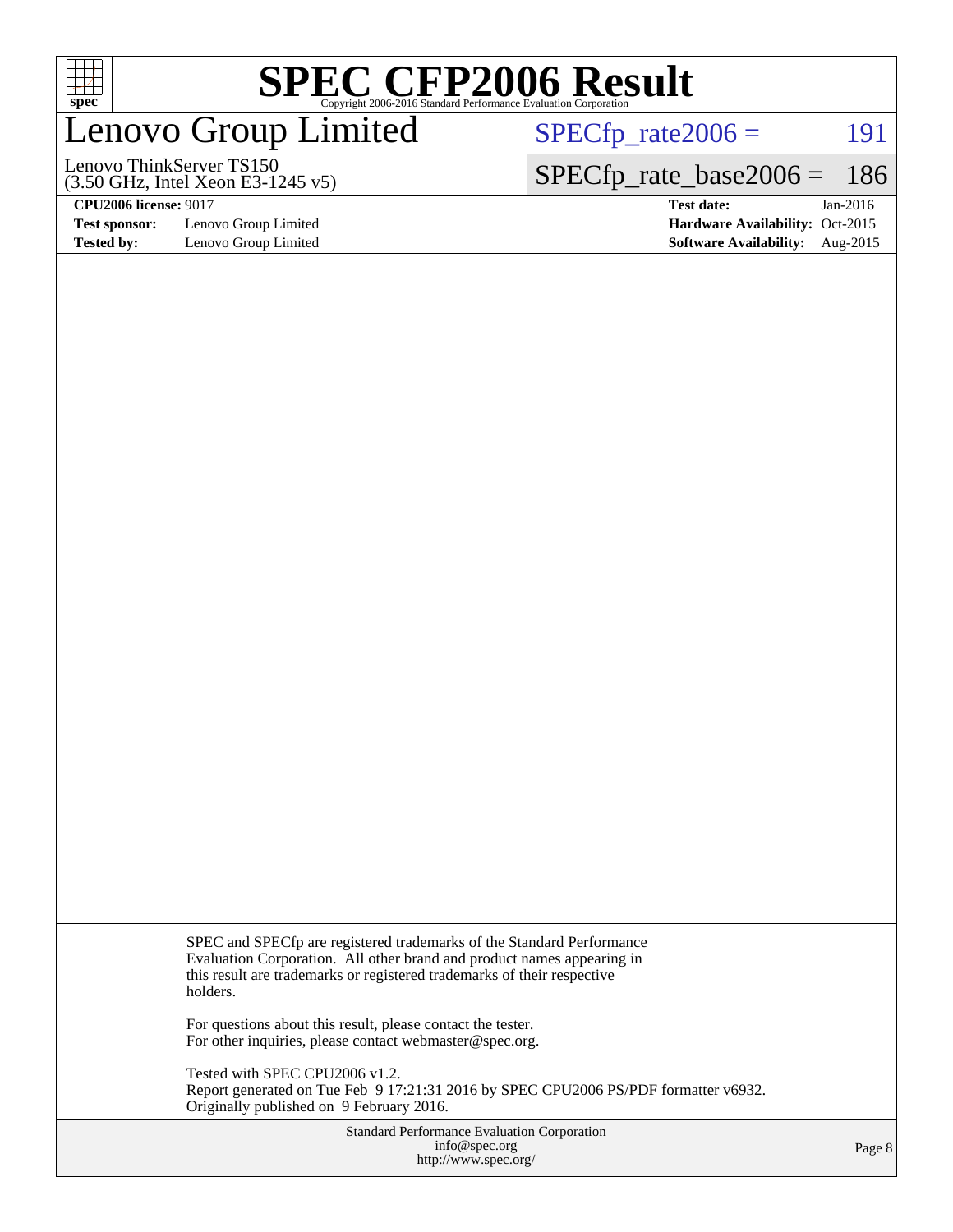SPEC and SPECfp are registered trademarks of the Standard Performance Evaluation Corporation. All other brand and product names appearing in this result are trademarks or registered trademarks of their respective holders.

For questions about this result, please contact the tester.
For other inquiries, please contact webmaster@spec.org.

Tested with SPEC CPU2006 v1.2.
Report generated on Tue Feb 9 17:21:31 2016 by SPEC CPU2006 PS/PDF formatter v6932.
Originally published on 9 February 2016.